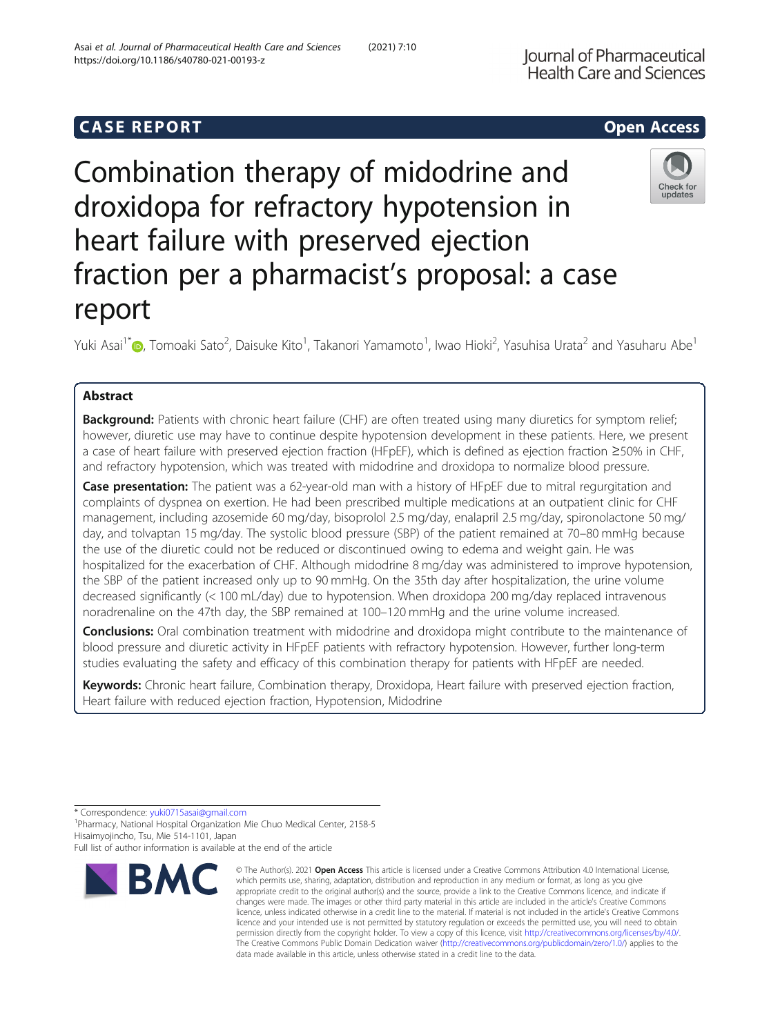CASE REPORT

Open Access

# Combination therapy of midodrine and droxidopa for refractory hypotension in heart failure with preserved ejection fraction per a pharmacist's proposal: a case report

Yuki Asai[1*], Tomoaki Sato[2], Daisuke Kito[1], Takanori Yamamoto[1], Iwao Hioki[2], Yasuhisa Urata[2] and Yasuharu Abe[1]

## Abstract

**Background:** Patients with chronic heart failure (CHF) are often treated using many diuretics for symptom relief; however, diuretic use may have to continue despite hypotension development in these patients. Here, we present a case of heart failure with preserved ejection fraction (HFpEF), which is defined as ejection fraction ≥50% in CHF, and refractory hypotension, which was treated with midodrine and droxidopa to normalize blood pressure.

**Case presentation:** The patient was a 62-year-old man with a history of HFpEF due to mitral regurgitation and complaints of dyspnea on exertion. He had been prescribed multiple medications at an outpatient clinic for CHF management, including azosemide 60 mg/day, bisoprolol 2.5 mg/day, enalapril 2.5 mg/day, spironolactone 50 mg/day, and tolvaptan 15 mg/day. The systolic blood pressure (SBP) of the patient remained at 70–80 mmHg because the use of the diuretic could not be reduced or discontinued owing to edema and weight gain. He was hospitalized for the exacerbation of CHF. Although midodrine 8 mg/day was administered to improve hypotension, the SBP of the patient increased only up to 90 mmHg. On the 35th day after hospitalization, the urine volume decreased significantly (< 100 mL/day) due to hypotension. When droxidopa 200 mg/day replaced intravenous noradrenaline on the 47th day, the SBP remained at 100–120 mmHg and the urine volume increased.

**Conclusions:** Oral combination treatment with midodrine and droxidopa might contribute to the maintenance of blood pressure and diuretic activity in HFpEF patients with refractory hypotension. However, further long-term studies evaluating the safety and efficacy of this combination therapy for patients with HFpEF are needed.

**Keywords:** Chronic heart failure, Combination therapy, Droxidopa, Heart failure with preserved ejection fraction, Heart failure with reduced ejection fraction, Hypotension, Midodrine

---

* Correspondence: yuki0715asai@gmail.com
[1]Pharmacy, National Hospital Organization Mie Chuo Medical Center, 2158-5 Hisaimyojincho, Tsu, Mie 514-1101, Japan
Full list of author information is available at the end of the article

© The Author(s). 2021 **Open Access** This article is licensed under a Creative Commons Attribution 4.0 International License, which permits use, sharing, adaptation, distribution and reproduction in any medium or format, as long as you give appropriate credit to the original author(s) and the source, provide a link to the Creative Commons licence, and indicate if changes were made. The images or other third party material in this article are included in the article's Creative Commons licence, unless indicated otherwise in a credit line to the material. If material is not included in the article's Creative Commons licence and your intended use is not permitted by statutory regulation or exceeds the permitted use, you will need to obtain permission directly from the copyright holder. To view a copy of this licence, visit http://creativecommons.org/licenses/by/4.0/. The Creative Commons Public Domain Dedication waiver (http://creativecommons.org/publicdomain/zero/1.0/) applies to the data made available in this article, unless otherwise stated in a credit line to the data.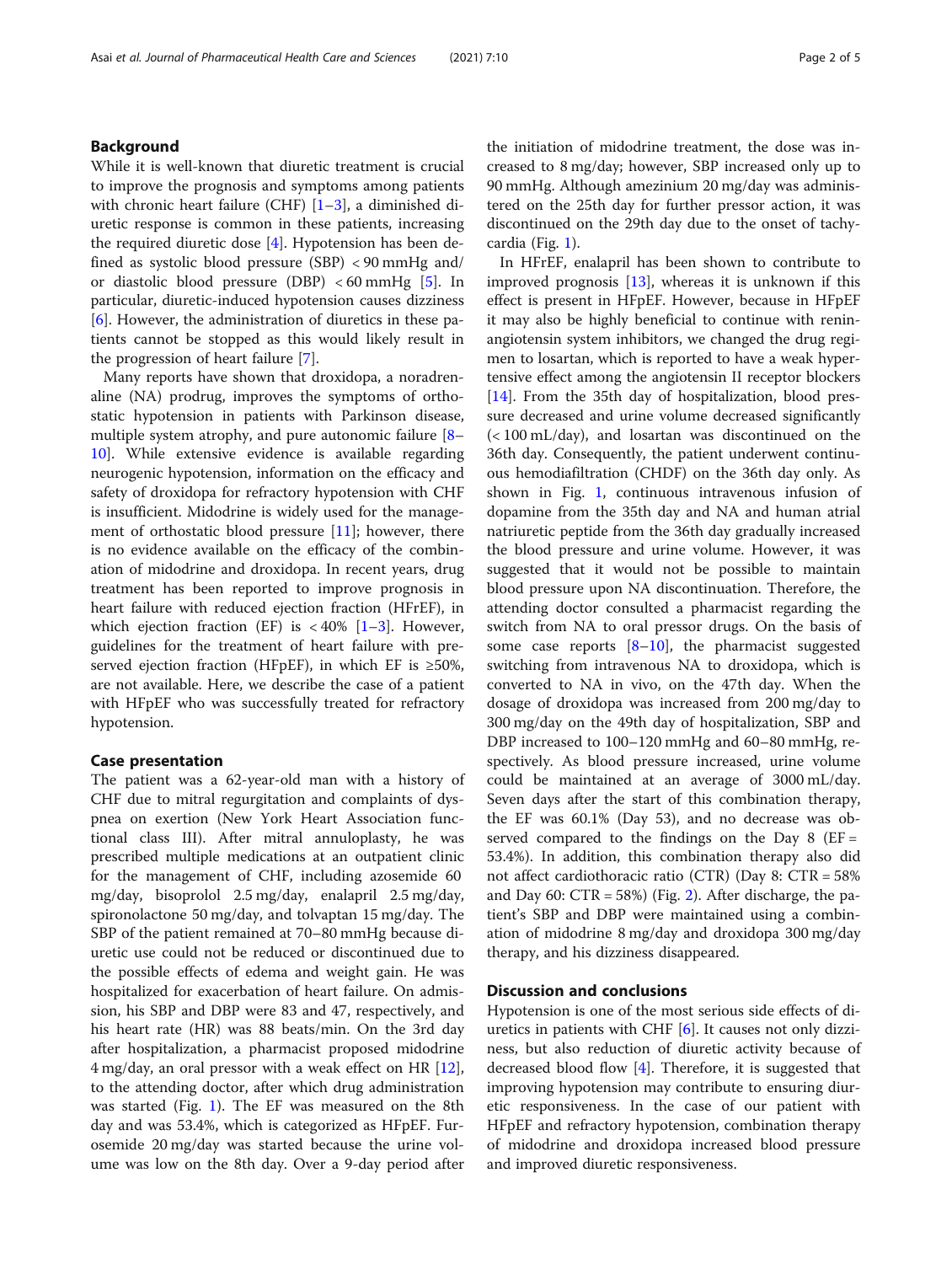## Background

While it is well-known that diuretic treatment is crucial to improve the prognosis and symptoms among patients with chronic heart failure (CHF) [1–3], a diminished diuretic response is common in these patients, increasing the required diuretic dose [4]. Hypotension has been defined as systolic blood pressure (SBP) < 90 mmHg and/or diastolic blood pressure (DBP) < 60 mmHg [5]. In particular, diuretic-induced hypotension causes dizziness [6]. However, the administration of diuretics in these patients cannot be stopped as this would likely result in the progression of heart failure [7].

Many reports have shown that droxidopa, a noradrenaline (NA) prodrug, improves the symptoms of orthostatic hypotension in patients with Parkinson disease, multiple system atrophy, and pure autonomic failure [8–10]. While extensive evidence is available regarding neurogenic hypotension, information on the efficacy and safety of droxidopa for refractory hypotension with CHF is insufficient. Midodrine is widely used for the management of orthostatic blood pressure [11]; however, there is no evidence available on the efficacy of the combination of midodrine and droxidopa. In recent years, drug treatment has been reported to improve prognosis in heart failure with reduced ejection fraction (HFrEF), in which ejection fraction (EF) is < 40% [1–3]. However, guidelines for the treatment of heart failure with preserved ejection fraction (HFpEF), in which EF is ≥50%, are not available. Here, we describe the case of a patient with HFpEF who was successfully treated for refractory hypotension.

## Case presentation

The patient was a 62-year-old man with a history of CHF due to mitral regurgitation and complaints of dyspnea on exertion (New York Heart Association functional class III). After mitral annuloplasty, he was prescribed multiple medications at an outpatient clinic for the management of CHF, including azosemide 60 mg/day, bisoprolol 2.5 mg/day, enalapril 2.5 mg/day, spironolactone 50 mg/day, and tolvaptan 15 mg/day. The SBP of the patient remained at 70–80 mmHg because diuretic use could not be reduced or discontinued due to the possible effects of edema and weight gain. He was hospitalized for exacerbation of heart failure. On admission, his SBP and DBP were 83 and 47, respectively, and his heart rate (HR) was 88 beats/min. On the 3rd day after hospitalization, a pharmacist proposed midodrine 4 mg/day, an oral pressor with a weak effect on HR [12], to the attending doctor, after which drug administration was started (Fig. 1). The EF was measured on the 8th day and was 53.4%, which is categorized as HFpEF. Furosemide 20 mg/day was started because the urine volume was low on the 8th day. Over a 9-day period after the initiation of midodrine treatment, the dose was increased to 8 mg/day; however, SBP increased only up to 90 mmHg. Although amezinium 20 mg/day was administered on the 25th day for further pressor action, it was discontinued on the 29th day due to the onset of tachycardia (Fig. 1).

In HFrEF, enalapril has been shown to contribute to improved prognosis [13], whereas it is unknown if this effect is present in HFpEF. However, because in HFpEF it may also be highly beneficial to continue with renin-angiotensin system inhibitors, we changed the drug regimen to losartan, which is reported to have a weak hypertensive effect among the angiotensin II receptor blockers [14]. From the 35th day of hospitalization, blood pressure decreased and urine volume decreased significantly (< 100 mL/day), and losartan was discontinued on the 36th day. Consequently, the patient underwent continuous hemodiafiltration (CHDF) on the 36th day only. As shown in Fig. 1, continuous intravenous infusion of dopamine from the 35th day and NA and human atrial natriuretic peptide from the 36th day gradually increased the blood pressure and urine volume. However, it was suggested that it would not be possible to maintain blood pressure upon NA discontinuation. Therefore, the attending doctor consulted a pharmacist regarding the switch from NA to oral pressor drugs. On the basis of some case reports [8–10], the pharmacist suggested switching from intravenous NA to droxidopa, which is converted to NA in vivo, on the 47th day. When the dosage of droxidopa was increased from 200 mg/day to 300 mg/day on the 49th day of hospitalization, SBP and DBP increased to 100–120 mmHg and 60–80 mmHg, respectively. As blood pressure increased, urine volume could be maintained at an average of 3000 mL/day. Seven days after the start of this combination therapy, the EF was 60.1% (Day 53), and no decrease was observed compared to the findings on the Day 8 (EF = 53.4%). In addition, this combination therapy also did not affect cardiothoracic ratio (CTR) (Day 8: CTR = 58% and Day 60: CTR = 58%) (Fig. 2). After discharge, the patient's SBP and DBP were maintained using a combination of midodrine 8 mg/day and droxidopa 300 mg/day therapy, and his dizziness disappeared.

## Discussion and conclusions

Hypotension is one of the most serious side effects of diuretics in patients with CHF [6]. It causes not only dizziness, but also reduction of diuretic activity because of decreased blood flow [4]. Therefore, it is suggested that improving hypotension may contribute to ensuring diuretic responsiveness. In the case of our patient with HFpEF and refractory hypotension, combination therapy of midodrine and droxidopa increased blood pressure and improved diuretic responsiveness.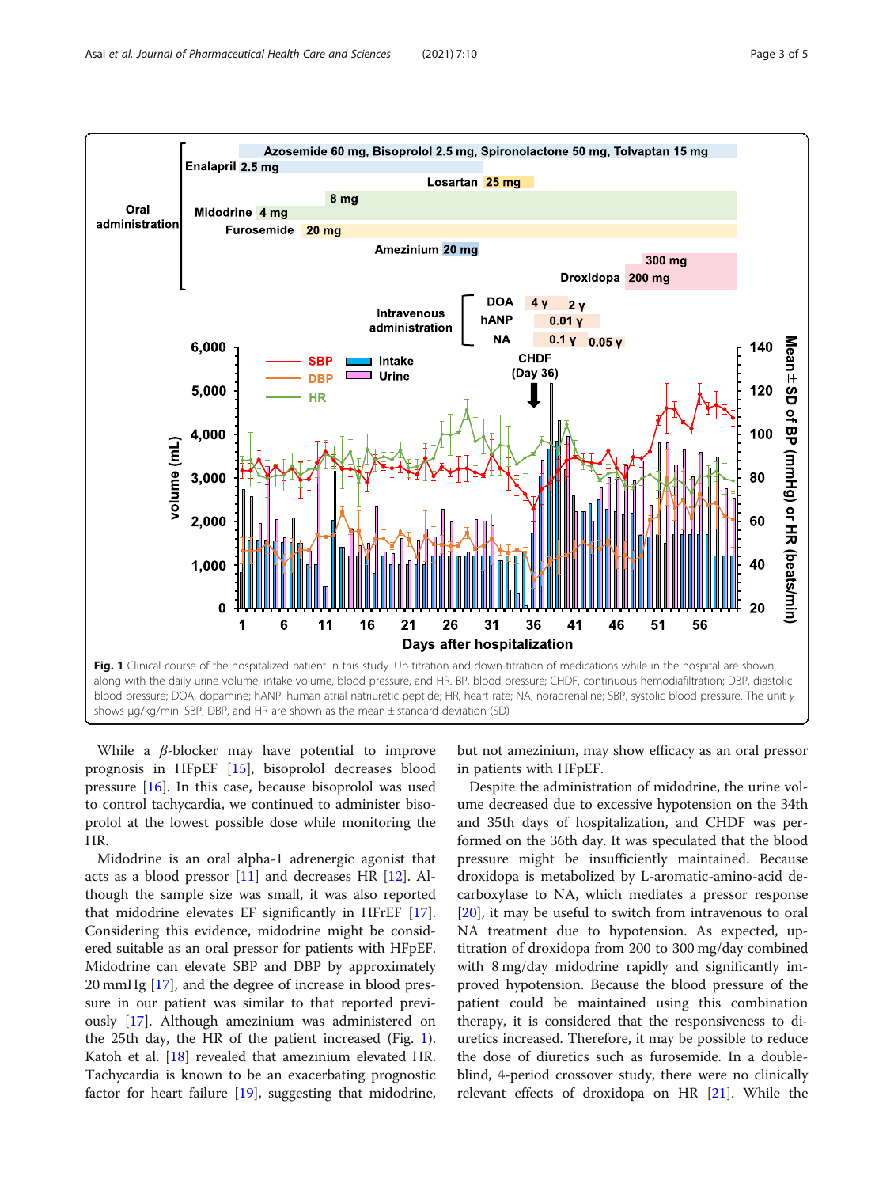**Fig. 1** Clinical course of the hospitalized patient in this study. Up-titration and down-titration of medications while in the hospital are shown, along with the daily urine volume, intake volume, blood pressure, and HR. BP, blood pressure; CHDF, continuous hemodiafiltration; DBP, diastolic blood pressure; DOA, dopamine; hANP, human atrial natriuretic peptide; HR, heart rate; NA, noradrenaline; SBP, systolic blood pressure. The unit γ shows μg/kg/min. SBP, DBP, and HR are shown as the mean ± standard deviation (SD)

While a *β*-blocker may have potential to improve prognosis in HFpEF [15], bisoprolol decreases blood pressure [16]. In this case, because bisoprolol was used to control tachycardia, we continued to administer bisoprolol at the lowest possible dose while monitoring the HR.

Midodrine is an oral alpha-1 adrenergic agonist that acts as a blood pressor [11] and decreases HR [12]. Although the sample size was small, it was also reported that midodrine elevates EF significantly in HFrEF [17]. Considering this evidence, midodrine might be considered suitable as an oral pressor for patients with HFpEF. Midodrine can elevate SBP and DBP by approximately 20 mmHg [17], and the degree of increase in blood pressure in our patient was similar to that reported previously [17]. Although amezinium was administered on the 25th day, the HR of the patient increased (Fig. 1). Katoh et al. [18] revealed that amezinium elevated HR. Tachycardia is known to be an exacerbating prognostic factor for heart failure [19], suggesting that midodrine, but not amezinium, may show efficacy as an oral pressor in patients with HFpEF.

Despite the administration of midodrine, the urine volume decreased due to excessive hypotension on the 34th and 35th days of hospitalization, and CHDF was performed on the 36th day. It was speculated that the blood pressure might be insufficiently maintained. Because droxidopa is metabolized by L-aromatic-amino-acid decarboxylase to NA, which mediates a pressor response [20], it may be useful to switch from intravenous to oral NA treatment due to hypotension. As expected, up-titration of droxidopa from 200 to 300 mg/day combined with 8 mg/day midodrine rapidly and significantly improved hypotension. Because the blood pressure of the patient could be maintained using this combination therapy, it is considered that the responsiveness to diuretics increased. Therefore, it may be possible to reduce the dose of diuretics such as furosemide. In a double-blind, 4-period crossover study, there were no clinically relevant effects of droxidopa on HR [21]. While the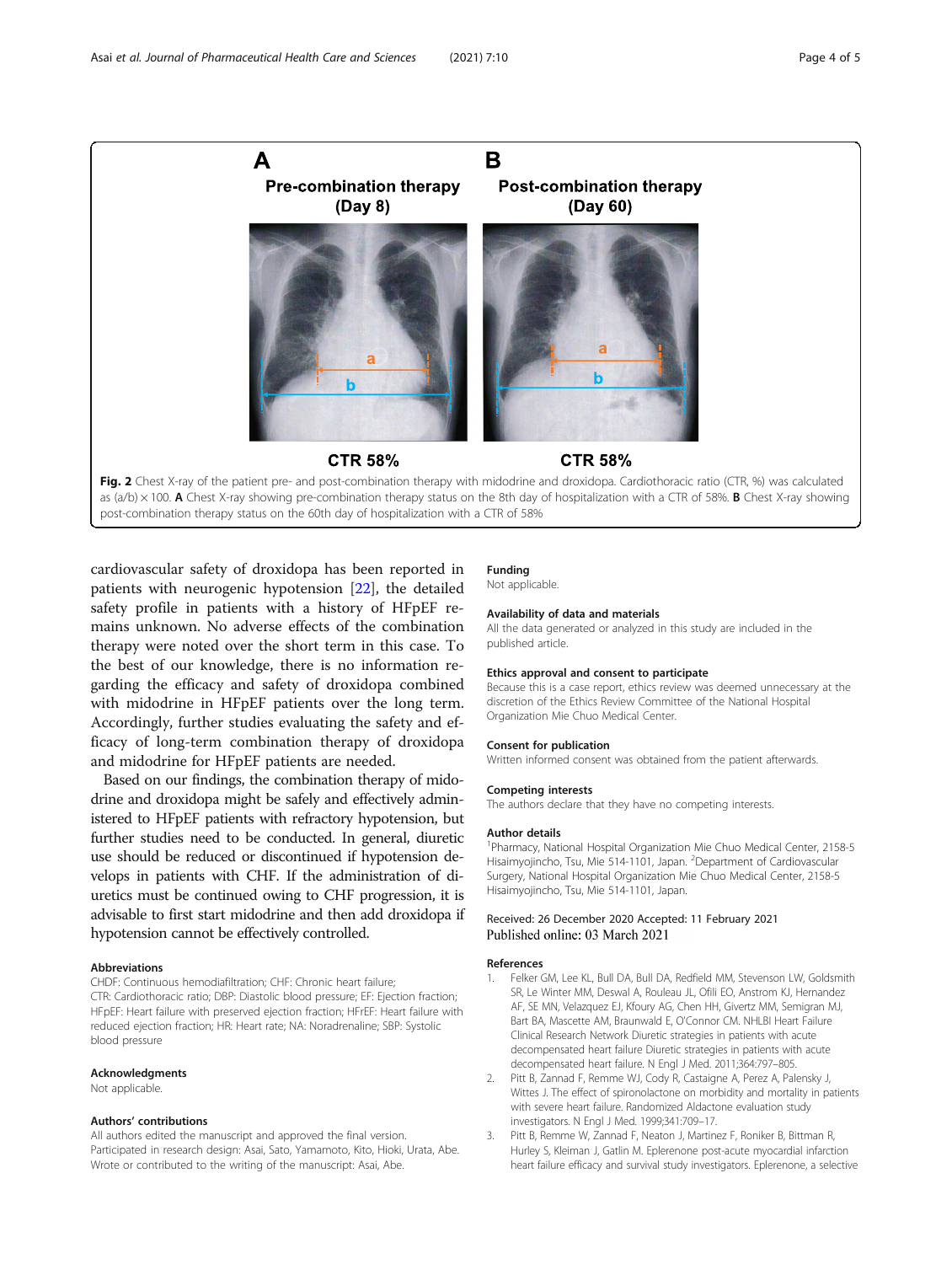**Fig. 2** Chest X-ray of the patient pre- and post-combination therapy with midodrine and droxidopa. Cardiothoracic ratio (CTR, %) was calculated as $(a/b) \times 100$. **A** Chest X-ray showing pre-combination therapy status on the 8th day of hospitalization with a CTR of 58%. **B** Chest X-ray showing post-combination therapy status on the 60th day of hospitalization with a CTR of 58%

cardiovascular safety of droxidopa has been reported in patients with neurogenic hypotension [22], the detailed safety profile in patients with a history of HFpEF remains unknown. No adverse effects of the combination therapy were noted over the short term in this case. To the best of our knowledge, there is no information regarding the efficacy and safety of droxidopa combined with midodrine in HFpEF patients over the long term. Accordingly, further studies evaluating the safety and efficacy of long-term combination therapy of droxidopa and midodrine for HFpEF patients are needed.

Based on our findings, the combination therapy of midodrine and droxidopa might be safely and effectively administered to HFpEF patients with refractory hypotension, but further studies need to be conducted. In general, diuretic use should be reduced or discontinued if hypotension develops in patients with CHF. If the administration of diuretics must be continued owing to CHF progression, it is advisable to first start midodrine and then add droxidopa if hypotension cannot be effectively controlled.

### Abbreviations

CHDF: Continuous hemodiafiltration; CHF: Chronic heart failure; CTR: Cardiothoracic ratio; DBP: Diastolic blood pressure; EF: Ejection fraction; HFpEF: Heart failure with preserved ejection fraction; HFrEF: Heart failure with reduced ejection fraction; HR: Heart rate; NA: Noradrenaline; SBP: Systolic blood pressure

### Acknowledgments

Not applicable.

### Authors' contributions

All authors edited the manuscript and approved the final version. Participated in research design: Asai, Sato, Yamamoto, Kito, Hioki, Urata, Abe. Wrote or contributed to the writing of the manuscript: Asai, Abe.

### Funding

Not applicable.

### Availability of data and materials

All the data generated or analyzed in this study are included in the published article.

### Ethics approval and consent to participate

Because this is a case report, ethics review was deemed unnecessary at the discretion of the Ethics Review Committee of the National Hospital Organization Mie Chuo Medical Center.

### Consent for publication

Written informed consent was obtained from the patient afterwards.

### Competing interests

The authors declare that they have no competing interests.

### Author details

[1]Pharmacy, National Hospital Organization Mie Chuo Medical Center, 2158-5 Hisaimyojincho, Tsu, Mie 514-1101, Japan. [2]Department of Cardiovascular Surgery, National Hospital Organization Mie Chuo Medical Center, 2158-5 Hisaimyojincho, Tsu, Mie 514-1101, Japan.

Received: 26 December 2020 Accepted: 11 February 2021
Published online: 03 March 2021

### References

1. Felker GM, Lee KL, Bull DA, Bull DA, Redfield MM, Stevenson LW, Goldsmith SR, Le Winter MM, Deswal A, Rouleau JL, Ofili EO, Anstrom KJ, Hernandez AF, SE MN, Velazquez EJ, Kfoury AG, Chen HH, Givertz MM, Semigran MJ, Bart BA, Mascette AM, Braunwald E, O'Connor CM. NHLBI Heart Failure Clinical Research Network Diuretic strategies in patients with acute decompensated heart failure Diuretic strategies in patients with acute decompensated heart failure. N Engl J Med. 2011;364:797–805.
2. Pitt B, Zannad F, Remme WJ, Cody R, Castaigne A, Perez A, Palensky J, Wittes J. The effect of spironolactone on morbidity and mortality in patients with severe heart failure. Randomized Aldactone evaluation study investigators. N Engl J Med. 1999;341:709–17.
3. Pitt B, Remme W, Zannad F, Neaton J, Martinez F, Roniker B, Bittman R, Hurley S, Kleiman J, Gatlin M. Eplerenone post-acute myocardial infarction heart failure efficacy and survival study investigators. Eplerenone, a selective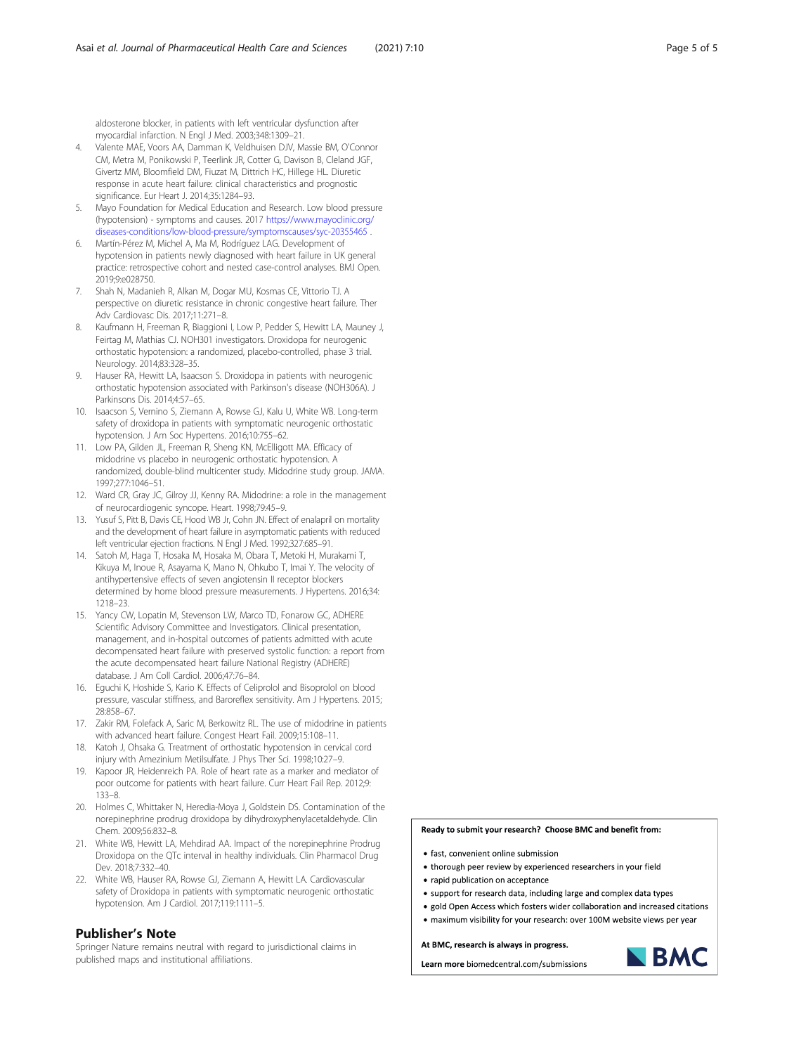aldosterone blocker, in patients with left ventricular dysfunction after myocardial infarction. N Engl J Med. 2003;348:1309–21.

4. Valente MAE, Voors AA, Damman K, Veldhuisen DJV, Massie BM, O'Connor CM, Metra M, Ponikowski P, Teerlink JR, Cotter G, Davison B, Cleland JGF, Givertz MM, Bloomfield DM, Fiuzat M, Dittrich HC, Hillege HL. Diuretic response in acute heart failure: clinical characteristics and prognostic significance. Eur Heart J. 2014;35:1284–93.
5. Mayo Foundation for Medical Education and Research. Low blood pressure (hypotension) - symptoms and causes. 2017 https://www.mayoclinic.org/diseases-conditions/low-blood-pressure/symptomscauses/syc-20355465 .
6. Martín-Pérez M, Michel A, Ma M, Rodríguez LAG. Development of hypotension in patients newly diagnosed with heart failure in UK general practice: retrospective cohort and nested case-control analyses. BMJ Open. 2019;9:e028750.
7. Shah N, Madanieh R, Alkan M, Dogar MU, Kosmas CE, Vittorio TJ. A perspective on diuretic resistance in chronic congestive heart failure. Ther Adv Cardiovasc Dis. 2017;11:271–8.
8. Kaufmann H, Freeman R, Biaggioni I, Low P, Pedder S, Hewitt LA, Mauney J, Feirtag M, Mathias CJ. NOH301 investigators. Droxidopa for neurogenic orthostatic hypotension: a randomized, placebo-controlled, phase 3 trial. Neurology. 2014;83:328–35.
9. Hauser RA, Hewitt LA, Isaacson S. Droxidopa in patients with neurogenic orthostatic hypotension associated with Parkinson's disease (NOH306A). J Parkinsons Dis. 2014;4:57–65.
10. Isaacson S, Vernino S, Ziemann A, Rowse GJ, Kalu U, White WB. Long-term safety of droxidopa in patients with symptomatic neurogenic orthostatic hypotension. J Am Soc Hypertens. 2016;10:755–62.
11. Low PA, Gilden JL, Freeman R, Sheng KN, McElligott MA. Efficacy of midodrine vs placebo in neurogenic orthostatic hypotension. A randomized, double-blind multicenter study. Midodrine study group. JAMA. 1997;277:1046–51.
12. Ward CR, Gray JC, Gilroy JJ, Kenny RA. Midodrine: a role in the management of neurocardiogenic syncope. Heart. 1998;79:45–9.
13. Yusuf S, Pitt B, Davis CE, Hood WB Jr, Cohn JN. Effect of enalapril on mortality and the development of heart failure in asymptomatic patients with reduced left ventricular ejection fractions. N Engl J Med. 1992;327:685–91.
14. Satoh M, Haga T, Hosaka M, Hosaka M, Obara T, Metoki H, Murakami T, Kikuya M, Inoue R, Asayama K, Mano N, Ohkubo T, Imai Y. The velocity of antihypertensive effects of seven angiotensin II receptor blockers determined by home blood pressure measurements. J Hypertens. 2016;34:1218–23.
15. Yancy CW, Lopatin M, Stevenson LW, Marco TD, Fonarow GC, ADHERE Scientific Advisory Committee and Investigators. Clinical presentation, management, and in-hospital outcomes of patients admitted with acute decompensated heart failure with preserved systolic function: a report from the acute decompensated heart failure National Registry (ADHERE) database. J Am Coll Cardiol. 2006;47:76–84.
16. Eguchi K, Hoshide S, Kario K. Effects of Celiprolol and Bisoprolol on blood pressure, vascular stiffness, and Baroreflex sensitivity. Am J Hypertens. 2015;28:858–67.
17. Zakir RM, Folefack A, Saric M, Berkowitz RL. The use of midodrine in patients with advanced heart failure. Congest Heart Fail. 2009;15:108–11.
18. Katoh J, Ohsaka G. Treatment of orthostatic hypotension in cervical cord injury with Amezinium Metilsulfate. J Phys Ther Sci. 1998;10:27–9.
19. Kapoor JR, Heidenreich PA. Role of heart rate as a marker and mediator of poor outcome for patients with heart failure. Curr Heart Fail Rep. 2012;9:133–8.
20. Holmes C, Whittaker N, Heredia-Moya J, Goldstein DS. Contamination of the norepinephrine prodrug droxidopa by dihydroxyphenylacetaldehyde. Clin Chem. 2009;56:832–8.
21. White WB, Hewitt LA, Mehdirad AA. Impact of the norepinephrine Prodrug Droxidopa on the QTc interval in healthy individuals. Clin Pharmacol Drug Dev. 2018;7:332–40.
22. White WB, Hauser RA, Rowse GJ, Ziemann A, Hewitt LA. Cardiovascular safety of Droxidopa in patients with symptomatic neurogenic orthostatic hypotension. Am J Cardiol. 2017;119:1111–5.

## Publisher's Note

Springer Nature remains neutral with regard to jurisdictional claims in published maps and institutional affiliations.

**Ready to submit your research? Choose BMC and benefit from:**

- fast, convenient online submission
- thorough peer review by experienced researchers in your field
- rapid publication on acceptance
- support for research data, including large and complex data types
- gold Open Access which fosters wider collaboration and increased citations
- maximum visibility for your research: over 100M website views per year

**At BMC, research is always in progress.**

**Learn more** biomedcentral.com/submissions

BMC